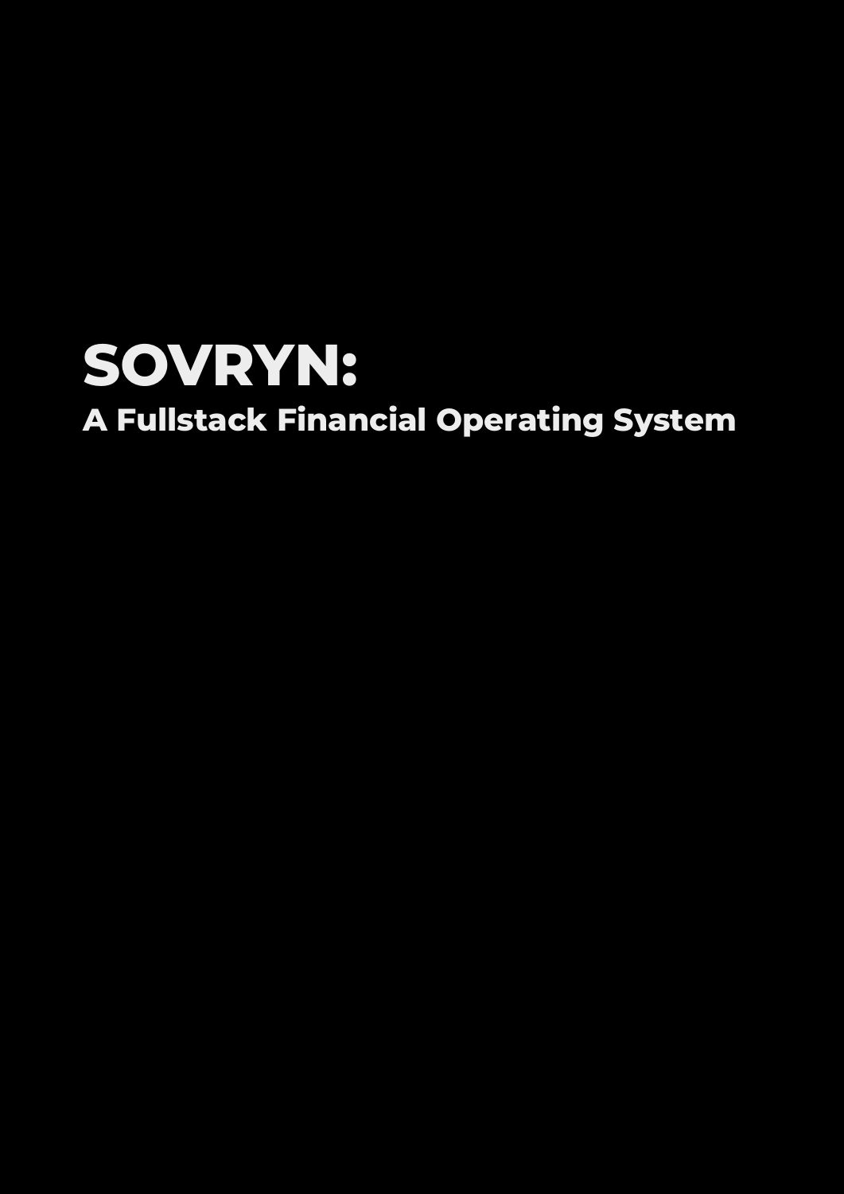# SOVRYN:

## A Fullstack Financial Operating System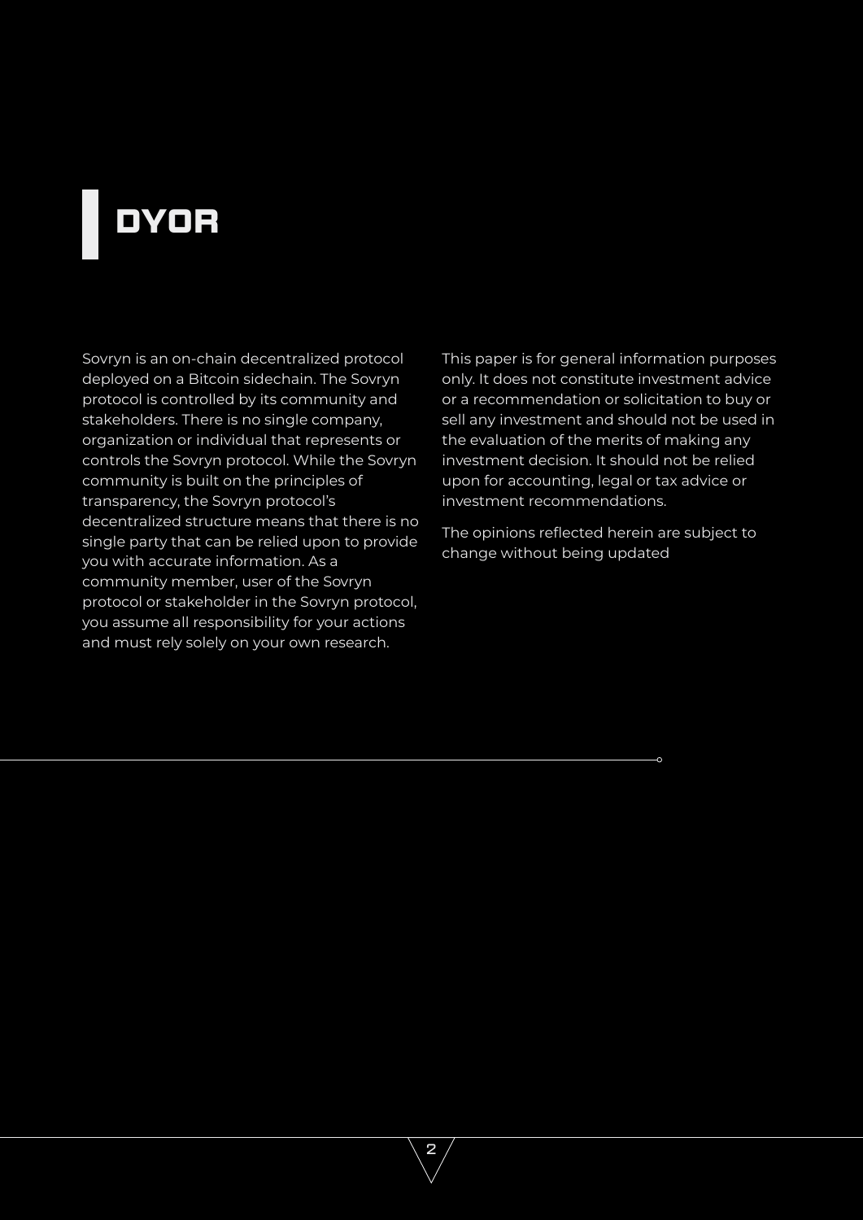# DYOR

Sovryn is an on-chain decentralized protocol deployed on a Bitcoin sidechain. The Sovryn protocol is controlled by its community and stakeholders. There is no single company, organization or individual that represents or controls the Sovryn protocol. While the Sovryn community is built on the principles of transparency, the Sovryn protocol's decentralized structure means that there is no single party that can be relied upon to provide you with accurate information. As a community member, user of the Sovryn protocol or stakeholder in the Sovryn protocol, you assume all responsibility for your actions and must rely solely on your own research.

This paper is for general information purposes only. It does not constitute investment advice or a recommendation or solicitation to buy or sell any investment and should not be used in the evaluation of the merits of making any investment decision. It should not be relied upon for accounting, legal or tax advice or investment recommendations.

The opinions reflected herein are subject to change without being updated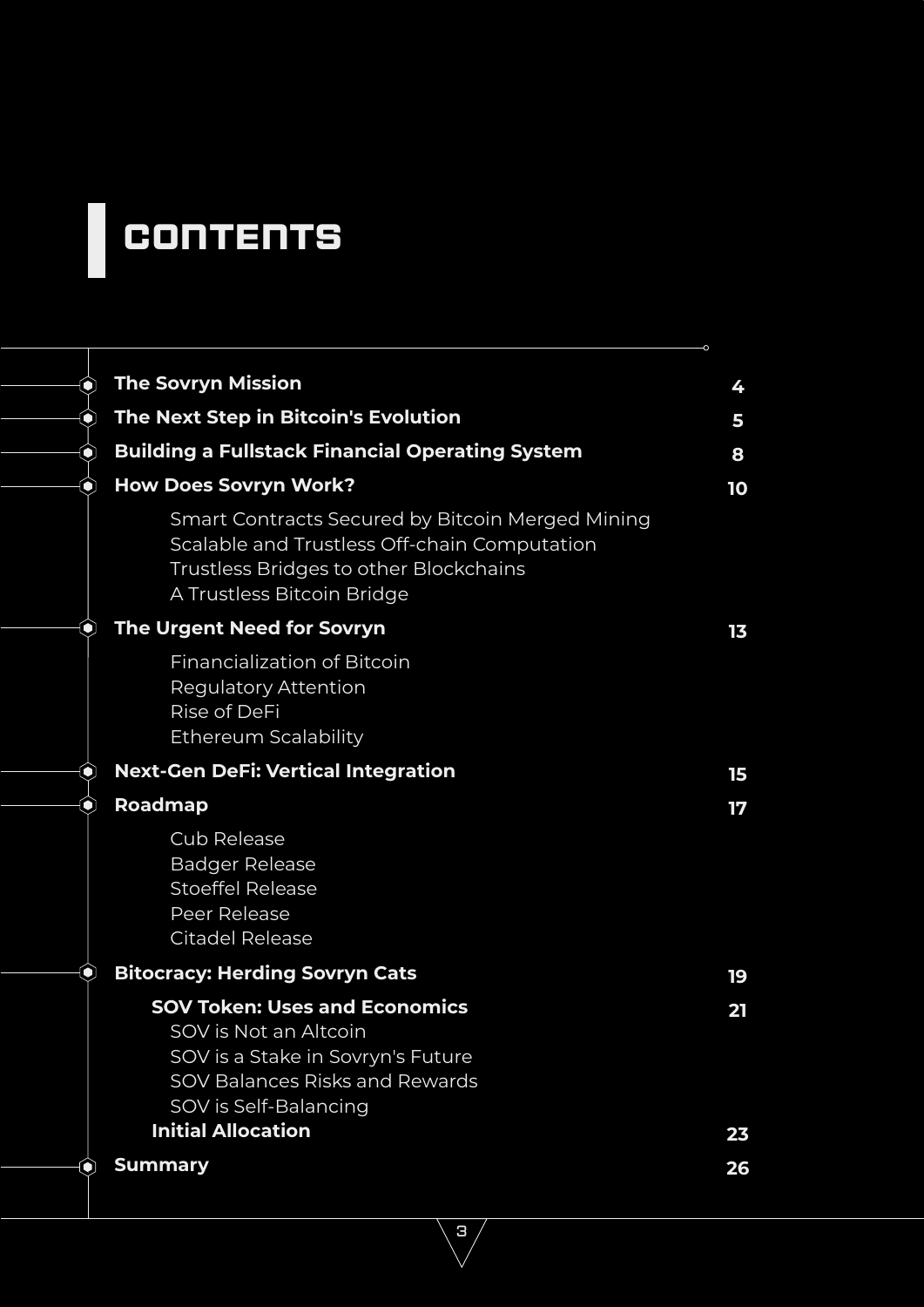# CONTENTS

| | |
|---|---|
| **The Sovryn Mission** | **4** |
| **The Next Step in Bitcoin's Evolution** | **5** |
| **Building a Fullstack Financial Operating System** | **8** |
| **How Does Sovryn Work?** | **10** |
| Smart Contracts Secured by Bitcoin Merged Mining | |
| Scalable and Trustless Off-chain Computation | |
| Trustless Bridges to other Blockchains | |
| A Trustless Bitcoin Bridge | |
| **The Urgent Need for Sovryn** | **13** |
| Financialization of Bitcoin | |
| Regulatory Attention | |
| Rise of DeFi | |
| Ethereum Scalability | |
| **Next-Gen DeFi: Vertical Integration** | **15** |
| **Roadmap** | **17** |
| Cub Release | |
| Badger Release | |
| Stoeffel Release | |
| Peer Release | |
| Citadel Release | |
| **Bitocracy: Herding Sovryn Cats** | **19** |
| **SOV Token: Uses and Economics** | **21** |
| SOV is Not an Altcoin | |
| SOV is a Stake in Sovryn's Future | |
| SOV Balances Risks and Rewards | |
| SOV is Self-Balancing | |
| **Initial Allocation** | **23** |
| **Summary** | **26** |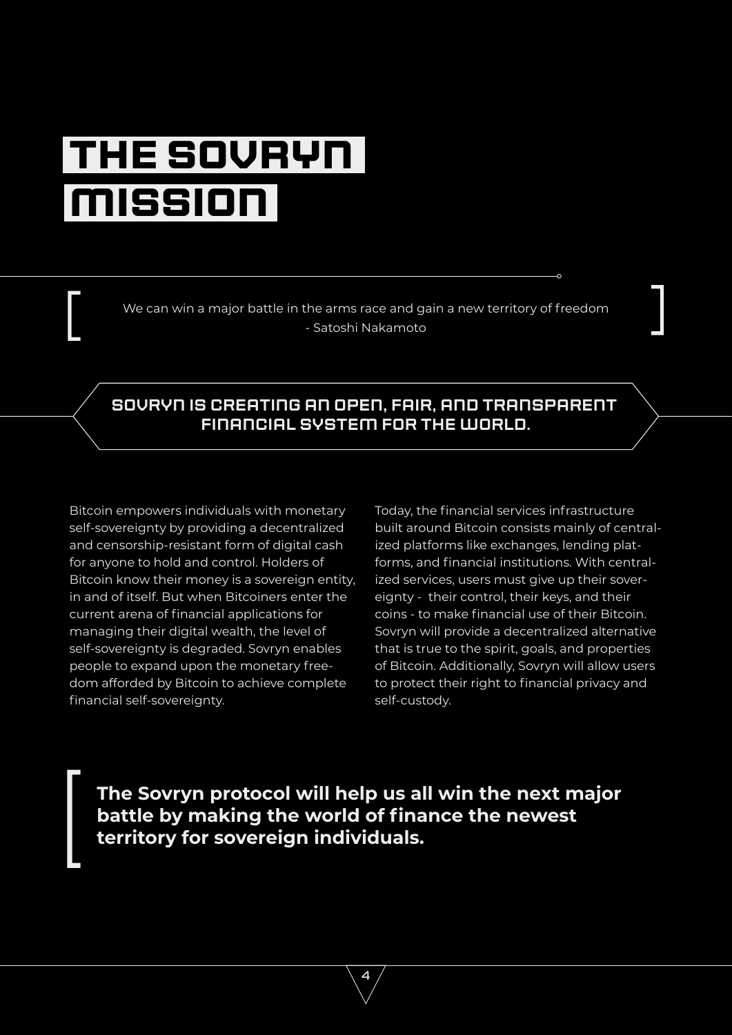# THE SOVRYN MISSION

> We can win a major battle in the arms race and gain a new territory of freedom
> - Satoshi Nakamoto

## SOVRYN IS CREATING AN OPEN, FAIR, AND TRANSPARENT FINANCIAL SYSTEM FOR THE WORLD.

Bitcoin empowers individuals with monetary self-sovereignty by providing a decentralized and censorship-resistant form of digital cash for anyone to hold and control. Holders of Bitcoin know their money is a sovereign entity, in and of itself. But when Bitcoiners enter the current arena of financial applications for managing their digital wealth, the level of self-sovereignty is degraded. Sovryn enables people to expand upon the monetary freedom afforded by Bitcoin to achieve complete financial self-sovereignty.

Today, the financial services infrastructure built around Bitcoin consists mainly of centralized platforms like exchanges, lending platforms, and financial institutions. With centralized services, users must give up their sovereignty - their control, their keys, and their coins - to make financial use of their Bitcoin. Sovryn will provide a decentralized alternative that is true to the spirit, goals, and properties of Bitcoin. Additionally, Sovryn will allow users to protect their right to financial privacy and self-custody.

**The Sovryn protocol will help us all win the next major battle by making the world of finance the newest territory for sovereign individuals.**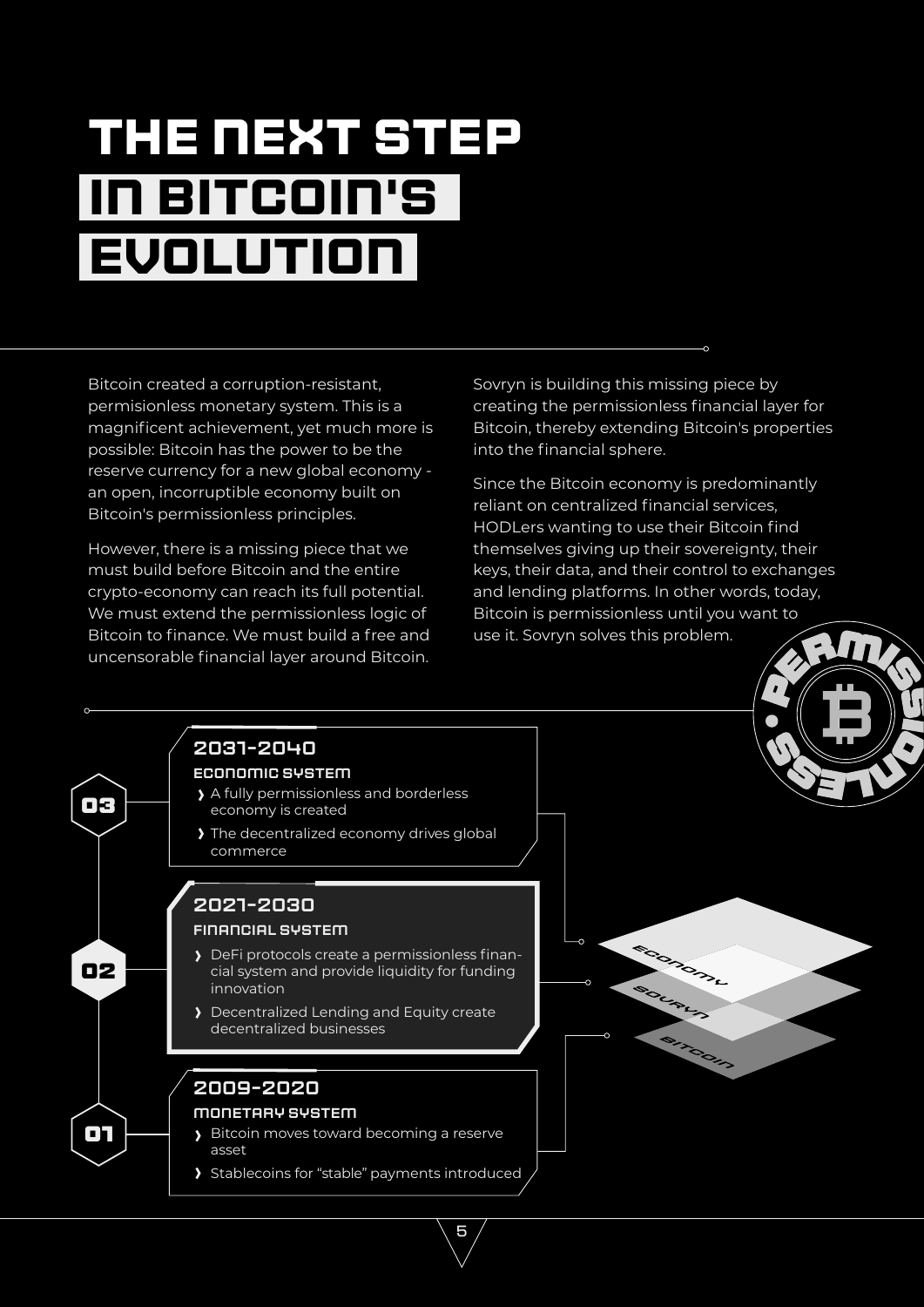# THE NEXT STEP IN BITCOIN'S EVOLUTION

Bitcoin created a corruption-resistant, permisionless monetary system. This is a magnificent achievement, yet much more is possible: Bitcoin has the power to be the reserve currency for a new global economy - an open, incorruptible economy built on Bitcoin's permissionless principles.

However, there is a missing piece that we must build before Bitcoin and the entire crypto-economy can reach its full potential. We must extend the permissionless logic of Bitcoin to finance. We must build a free and uncensorable financial layer around Bitcoin.

Sovryn is building this missing piece by creating the permissionless financial layer for Bitcoin, thereby extending Bitcoin's properties into the financial sphere.

Since the Bitcoin economy is predominantly reliant on centralized financial services, HODLers wanting to use their Bitcoin find themselves giving up their sovereignty, their keys, their data, and their control to exchanges and lending platforms. In other words, today, Bitcoin is permissionless until you want to use it. Sovryn solves this problem.

PERMISSIONLESS

### 03 — 2031-2040

**ECONOMIC SYSTEM**

- A fully permissionless and borderless economy is created
- The decentralized economy drives global commerce

### 02 — 2021-2030

**FINANCIAL SYSTEM**

- DeFi protocols create a permissionless financial system and provide liquidity for funding innovation
- Decentralized Lending and Equity create decentralized businesses

### 01 — 2009-2020

**MONETARY SYSTEM**

- Bitcoin moves toward becoming a reserve asset
- Stablecoins for "stable" payments introduced

ECONOMY

SOVRYN

BITCOIN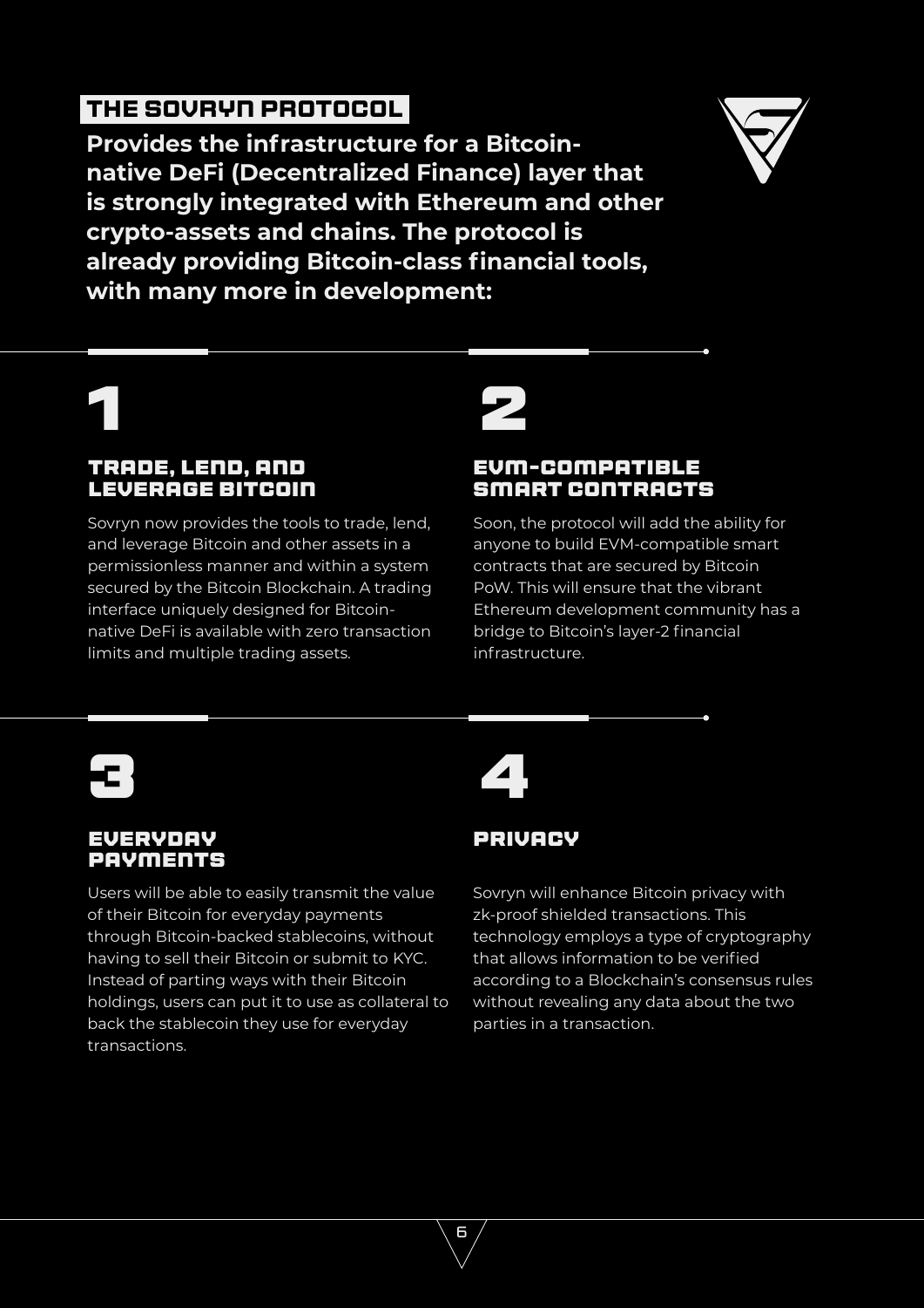## THE SOVRYN PROTOCOL

**Provides the infrastructure for a Bitcoin-native DeFi (Decentralized Finance) layer that is strongly integrated with Ethereum and other crypto-assets and chains. The protocol is already providing Bitcoin-class financial tools, with many more in development:**

### 1

### TRADE, LEND, AND LEVERAGE BITCOIN

Sovryn now provides the tools to trade, lend, and leverage Bitcoin and other assets in a permissionless manner and within a system secured by the Bitcoin Blockchain. A trading interface uniquely designed for Bitcoin-native DeFi is available with zero transaction limits and multiple trading assets.

### 2

### EVM-COMPATIBLE SMART CONTRACTS

Soon, the protocol will add the ability for anyone to build EVM-compatible smart contracts that are secured by Bitcoin PoW. This will ensure that the vibrant Ethereum development community has a bridge to Bitcoin's layer-2 financial infrastructure.

### 3

### EVERYDAY PAYMENTS

Users will be able to easily transmit the value of their Bitcoin for everyday payments through Bitcoin-backed stablecoins, without having to sell their Bitcoin or submit to KYC. Instead of parting ways with their Bitcoin holdings, users can put it to use as collateral to back the stablecoin they use for everyday transactions.

### 4

### PRIVACY

Sovryn will enhance Bitcoin privacy with zk-proof shielded transactions. This technology employs a type of cryptography that allows information to be verified according to a Blockchain's consensus rules without revealing any data about the two parties in a transaction.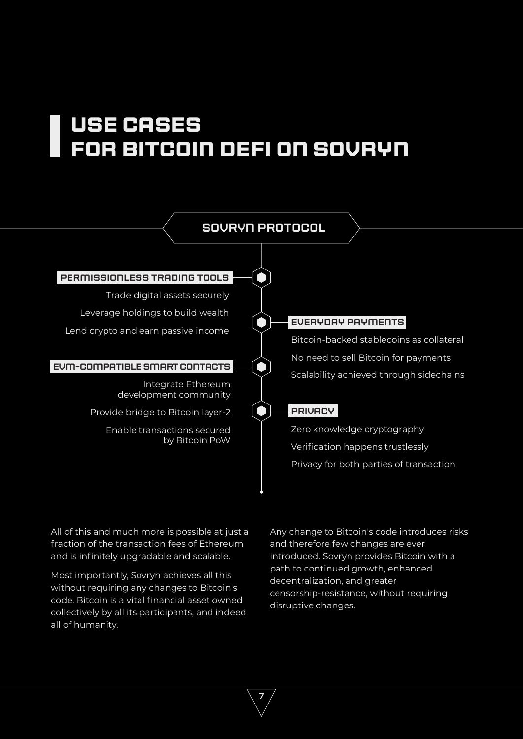# USE CASES FOR BITCOIN DEFI ON SOVRYN

## SOVRYN PROTOCOL

### PERMISSIONLESS TRADING TOOLS

- Trade digital assets securely
- Leverage holdings to build wealth
- Lend crypto and earn passive income

### EVERYDAY PAYMENTS

- Bitcoin-backed stablecoins as collateral
- No need to sell Bitcoin for payments
- Scalability achieved through sidechains

### EVM-COMPATIBLE SMART CONTACTS

- Integrate Ethereum development community
- Provide bridge to Bitcoin layer-2
- Enable transactions secured by Bitcoin PoW

### PRIVACY

- Zero knowledge cryptography
- Verification happens trustlessly
- Privacy for both parties of transaction

All of this and much more is possible at just a fraction of the transaction fees of Ethereum and is infinitely upgradable and scalable.

Most importantly, Sovryn achieves all this without requiring any changes to Bitcoin's code. Bitcoin is a vital financial asset owned collectively by all its participants, and indeed all of humanity.

Any change to Bitcoin's code introduces risks and therefore few changes are ever introduced. Sovryn provides Bitcoin with a path to continued growth, enhanced decentralization, and greater censorship-resistance, without requiring disruptive changes.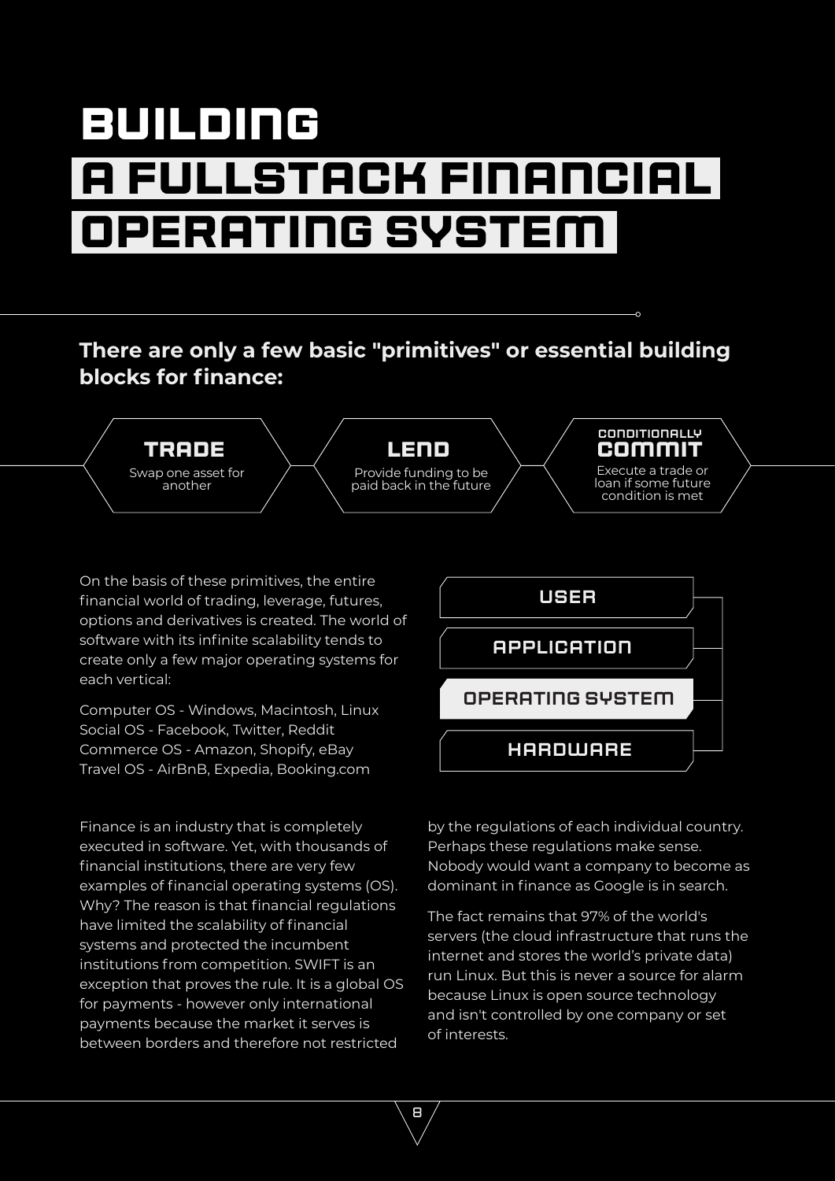# BUILDING A FULLSTACK FINANCIAL OPERATING SYSTEM

**There are only a few basic "primitives" or essential building blocks for finance:**

**TRADE**
Swap one asset for another

**LEND**
Provide funding to be paid back in the future

**CONDITIONALLY COMMIT**
Execute a trade or loan if some future condition is met

On the basis of these primitives, the entire financial world of trading, leverage, futures, options and derivatives is created. The world of software with its infinite scalability tends to create only a few major operating systems for each vertical:

Computer OS - Windows, Macintosh, Linux
Social OS - Facebook, Twitter, Reddit
Commerce OS - Amazon, Shopify, eBay
Travel OS - AirBnB, Expedia, Booking.com

USER
APPLICATION
OPERATING SYSTEM
HARDWARE

Finance is an industry that is completely executed in software. Yet, with thousands of financial institutions, there are very few examples of financial operating systems (OS). Why? The reason is that financial regulations have limited the scalability of financial systems and protected the incumbent institutions from competition. SWIFT is an exception that proves the rule. It is a global OS for payments - however only international payments because the market it serves is between borders and therefore not restricted by the regulations of each individual country. Perhaps these regulations make sense. Nobody would want a company to become as dominant in finance as Google is in search.

The fact remains that 97% of the world's servers (the cloud infrastructure that runs the internet and stores the world's private data) run Linux. But this is never a source for alarm because Linux is open source technology and isn't controlled by one company or set of interests.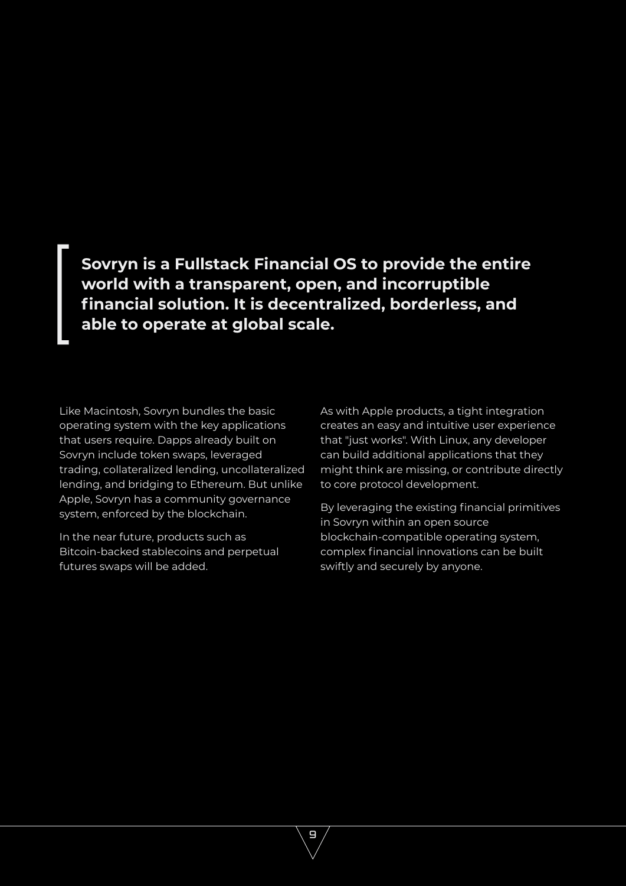**Sovryn is a Fullstack Financial OS to provide the entire world with a transparent, open, and incorruptible financial solution. It is decentralized, borderless, and able to operate at global scale.**

Like Macintosh, Sovryn bundles the basic operating system with the key applications that users require. Dapps already built on Sovryn include token swaps, leveraged trading, collateralized lending, uncollateralized lending, and bridging to Ethereum. But unlike Apple, Sovryn has a community governance system, enforced by the blockchain.

In the near future, products such as Bitcoin-backed stablecoins and perpetual futures swaps will be added.

As with Apple products, a tight integration creates an easy and intuitive user experience that "just works". With Linux, any developer can build additional applications that they might think are missing, or contribute directly to core protocol development.

By leveraging the existing financial primitives in Sovryn within an open source blockchain-compatible operating system, complex financial innovations can be built swiftly and securely by anyone.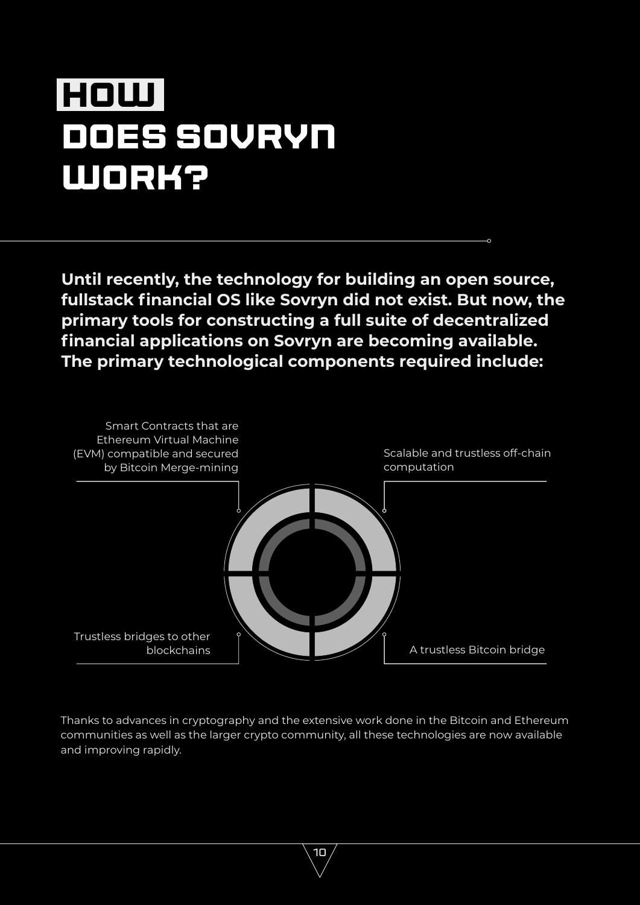# HOW DOES SOVRYN WORK?

**Until recently, the technology for building an open source, fullstack financial OS like Sovryn did not exist. But now, the primary tools for constructing a full suite of decentralized financial applications on Sovryn are becoming available. The primary technological components required include:**

- Smart Contracts that are Ethereum Virtual Machine (EVM) compatible and secured by Bitcoin Merge-mining
- Scalable and trustless off-chain computation
- Trustless bridges to other blockchains
- A trustless Bitcoin bridge

Thanks to advances in cryptography and the extensive work done in the Bitcoin and Ethereum communities as well as the larger crypto community, all these technologies are now available and improving rapidly.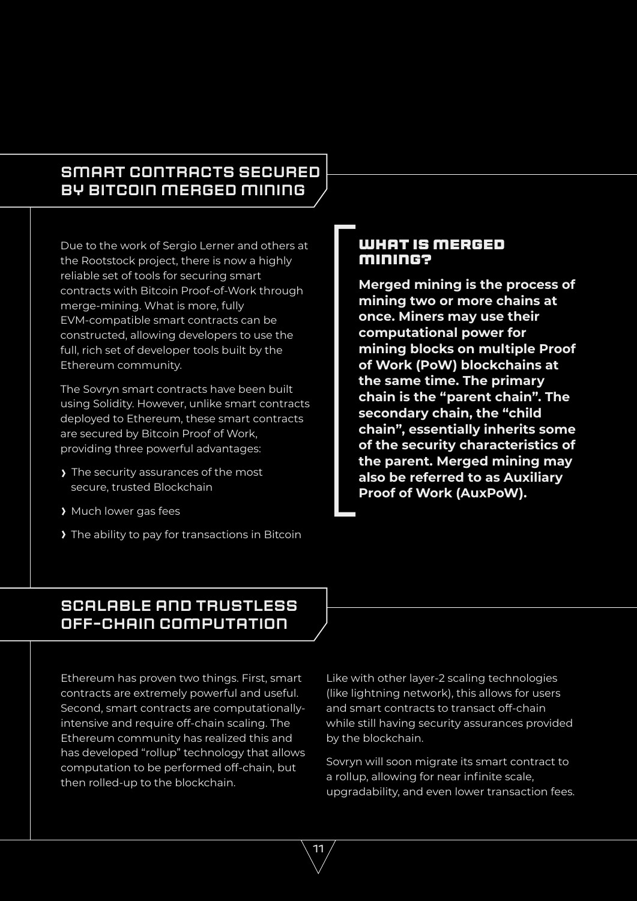## SMART CONTRACTS SECURED BY BITCOIN MERGED MINING

Due to the work of Sergio Lerner and others at the Rootstock project, there is now a highly reliable set of tools for securing smart contracts with Bitcoin Proof-of-Work through merge-mining. What is more, fully EVM-compatible smart contracts can be constructed, allowing developers to use the full, rich set of developer tools built by the Ethereum community.

The Sovryn smart contracts have been built using Solidity. However, unlike smart contracts deployed to Ethereum, these smart contracts are secured by Bitcoin Proof of Work, providing three powerful advantages:

- The security assurances of the most secure, trusted Blockchain
- Much lower gas fees
- The ability to pay for transactions in Bitcoin

### WHAT IS MERGED MINING?

**Merged mining is the process of mining two or more chains at once. Miners may use their computational power for mining blocks on multiple Proof of Work (PoW) blockchains at the same time. The primary chain is the "parent chain". The secondary chain, the "child chain", essentially inherits some of the security characteristics of the parent. Merged mining may also be referred to as Auxiliary Proof of Work (AuxPoW).**

## SCALABLE AND TRUSTLESS OFF-CHAIN COMPUTATION

Ethereum has proven two things. First, smart contracts are extremely powerful and useful. Second, smart contracts are computationally-intensive and require off-chain scaling. The Ethereum community has realized this and has developed "rollup" technology that allows computation to be performed off-chain, but then rolled-up to the blockchain.

Like with other layer-2 scaling technologies (like lightning network), this allows for users and smart contracts to transact off-chain while still having security assurances provided by the blockchain.

Sovryn will soon migrate its smart contract to a rollup, allowing for near infinite scale, upgradability, and even lower transaction fees.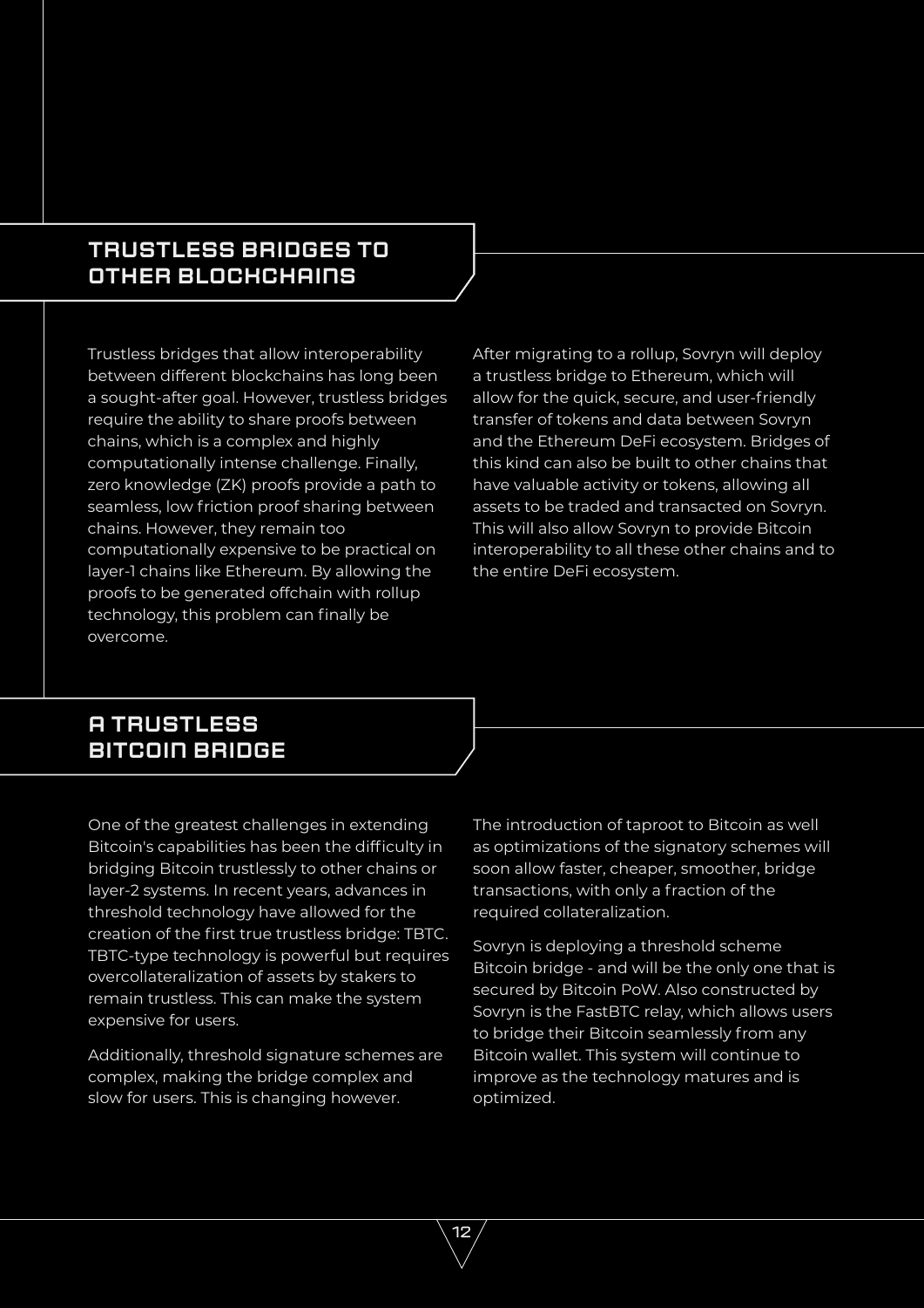## TRUSTLESS BRIDGES TO OTHER BLOCKCHAINS

Trustless bridges that allow interoperability between different blockchains has long been a sought-after goal. However, trustless bridges require the ability to share proofs between chains, which is a complex and highly computationally intense challenge. Finally, zero knowledge (ZK) proofs provide a path to seamless, low friction proof sharing between chains. However, they remain too computationally expensive to be practical on layer-1 chains like Ethereum. By allowing the proofs to be generated offchain with rollup technology, this problem can finally be overcome.

After migrating to a rollup, Sovryn will deploy a trustless bridge to Ethereum, which will allow for the quick, secure, and user-friendly transfer of tokens and data between Sovryn and the Ethereum DeFi ecosystem. Bridges of this kind can also be built to other chains that have valuable activity or tokens, allowing all assets to be traded and transacted on Sovryn. This will also allow Sovryn to provide Bitcoin interoperability to all these other chains and to the entire DeFi ecosystem.

## A TRUSTLESS BITCOIN BRIDGE

One of the greatest challenges in extending Bitcoin's capabilities has been the difficulty in bridging Bitcoin trustlessly to other chains or layer-2 systems. In recent years, advances in threshold technology have allowed for the creation of the first true trustless bridge: TBTC. TBTC-type technology is powerful but requires overcollateralization of assets by stakers to remain trustless. This can make the system expensive for users.

Additionally, threshold signature schemes are complex, making the bridge complex and slow for users. This is changing however.

The introduction of taproot to Bitcoin as well as optimizations of the signatory schemes will soon allow faster, cheaper, smoother, bridge transactions, with only a fraction of the required collateralization.

Sovryn is deploying a threshold scheme Bitcoin bridge - and will be the only one that is secured by Bitcoin PoW. Also constructed by Sovryn is the FastBTC relay, which allows users to bridge their Bitcoin seamlessly from any Bitcoin wallet. This system will continue to improve as the technology matures and is optimized.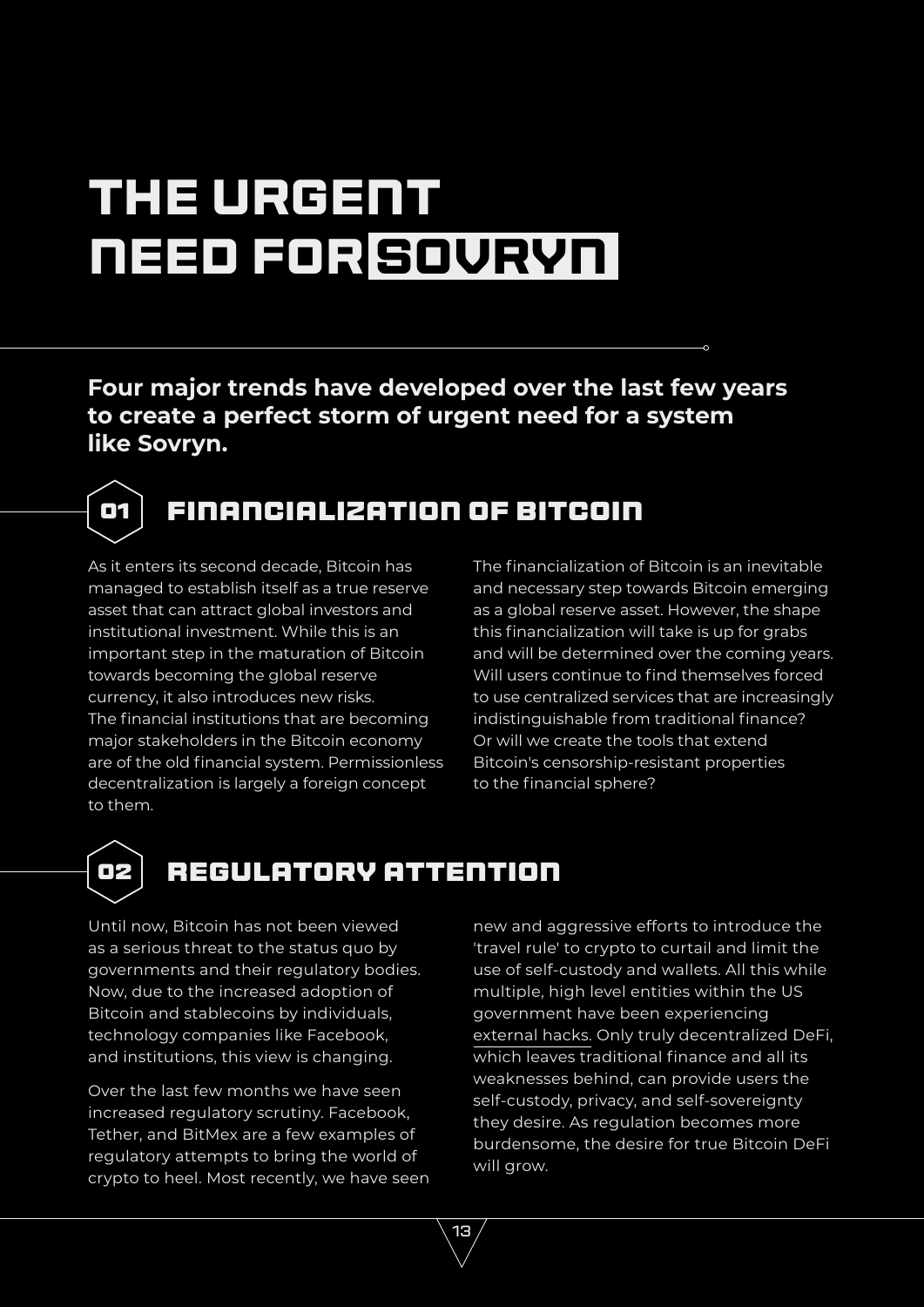# THE URGENT NEED FOR SOVRYN

**Four major trends have developed over the last few years to create a perfect storm of urgent need for a system like Sovryn.**

## 01 FINANCIALIZATION OF BITCOIN

As it enters its second decade, Bitcoin has managed to establish itself as a true reserve asset that can attract global investors and institutional investment. While this is an important step in the maturation of Bitcoin towards becoming the global reserve currency, it also introduces new risks. The financial institutions that are becoming major stakeholders in the Bitcoin economy are of the old financial system. Permissionless decentralization is largely a foreign concept to them.

The financialization of Bitcoin is an inevitable and necessary step towards Bitcoin emerging as a global reserve asset. However, the shape this financialization will take is up for grabs and will be determined over the coming years. Will users continue to find themselves forced to use centralized services that are increasingly indistinguishable from traditional finance? Or will we create the tools that extend Bitcoin's censorship-resistant properties to the financial sphere?

## 02 REGULATORY ATTENTION

Until now, Bitcoin has not been viewed as a serious threat to the status quo by governments and their regulatory bodies. Now, due to the increased adoption of Bitcoin and stablecoins by individuals, technology companies like Facebook, and institutions, this view is changing.

Over the last few months we have seen increased regulatory scrutiny. Facebook, Tether, and BitMex are a few examples of regulatory attempts to bring the world of crypto to heel. Most recently, we have seen new and aggressive efforts to introduce the 'travel rule' to crypto to curtail and limit the use of self-custody and wallets. All this while multiple, high level entities within the US government have been experiencing external hacks. Only truly decentralized DeFi, which leaves traditional finance and all its weaknesses behind, can provide users the self-custody, privacy, and self-sovereignty they desire. As regulation becomes more burdensome, the desire for true Bitcoin DeFi will grow.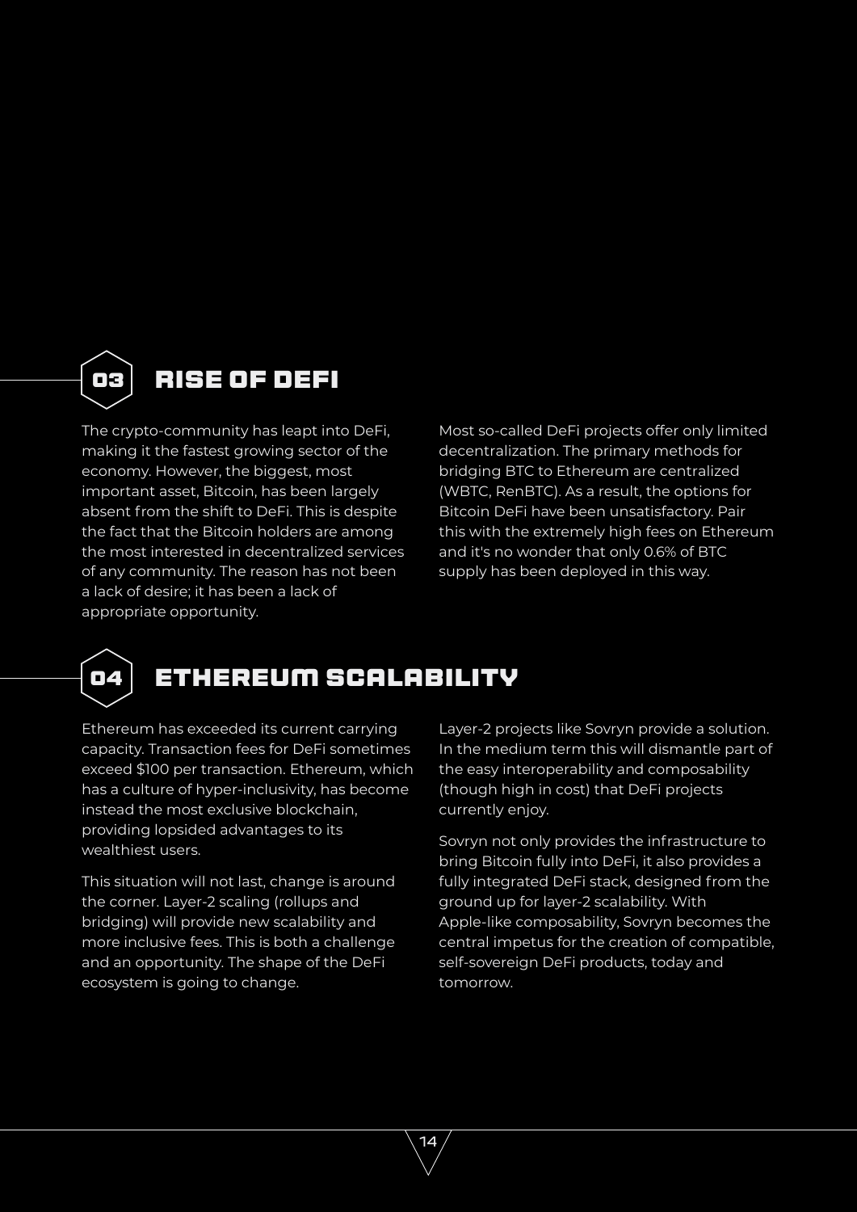## 03 RISE OF DEFI

The crypto-community has leapt into DeFi, making it the fastest growing sector of the economy. However, the biggest, most important asset, Bitcoin, has been largely absent from the shift to DeFi. This is despite the fact that the Bitcoin holders are among the most interested in decentralized services of any community. The reason has not been a lack of desire; it has been a lack of appropriate opportunity.

Most so-called DeFi projects offer only limited decentralization. The primary methods for bridging BTC to Ethereum are centralized (WBTC, RenBTC). As a result, the options for Bitcoin DeFi have been unsatisfactory. Pair this with the extremely high fees on Ethereum and it's no wonder that only 0.6% of BTC supply has been deployed in this way.

## 04 ETHEREUM SCALABILITY

Ethereum has exceeded its current carrying capacity. Transaction fees for DeFi sometimes exceed $100 per transaction. Ethereum, which has a culture of hyper-inclusivity, has become instead the most exclusive blockchain, providing lopsided advantages to its wealthiest users.

This situation will not last, change is around the corner. Layer-2 scaling (rollups and bridging) will provide new scalability and more inclusive fees. This is both a challenge and an opportunity. The shape of the DeFi ecosystem is going to change.

Layer-2 projects like Sovryn provide a solution. In the medium term this will dismantle part of the easy interoperability and composability (though high in cost) that DeFi projects currently enjoy.

Sovryn not only provides the infrastructure to bring Bitcoin fully into DeFi, it also provides a fully integrated DeFi stack, designed from the ground up for layer-2 scalability. With Apple-like composability, Sovryn becomes the central impetus for the creation of compatible, self-sovereign DeFi products, today and tomorrow.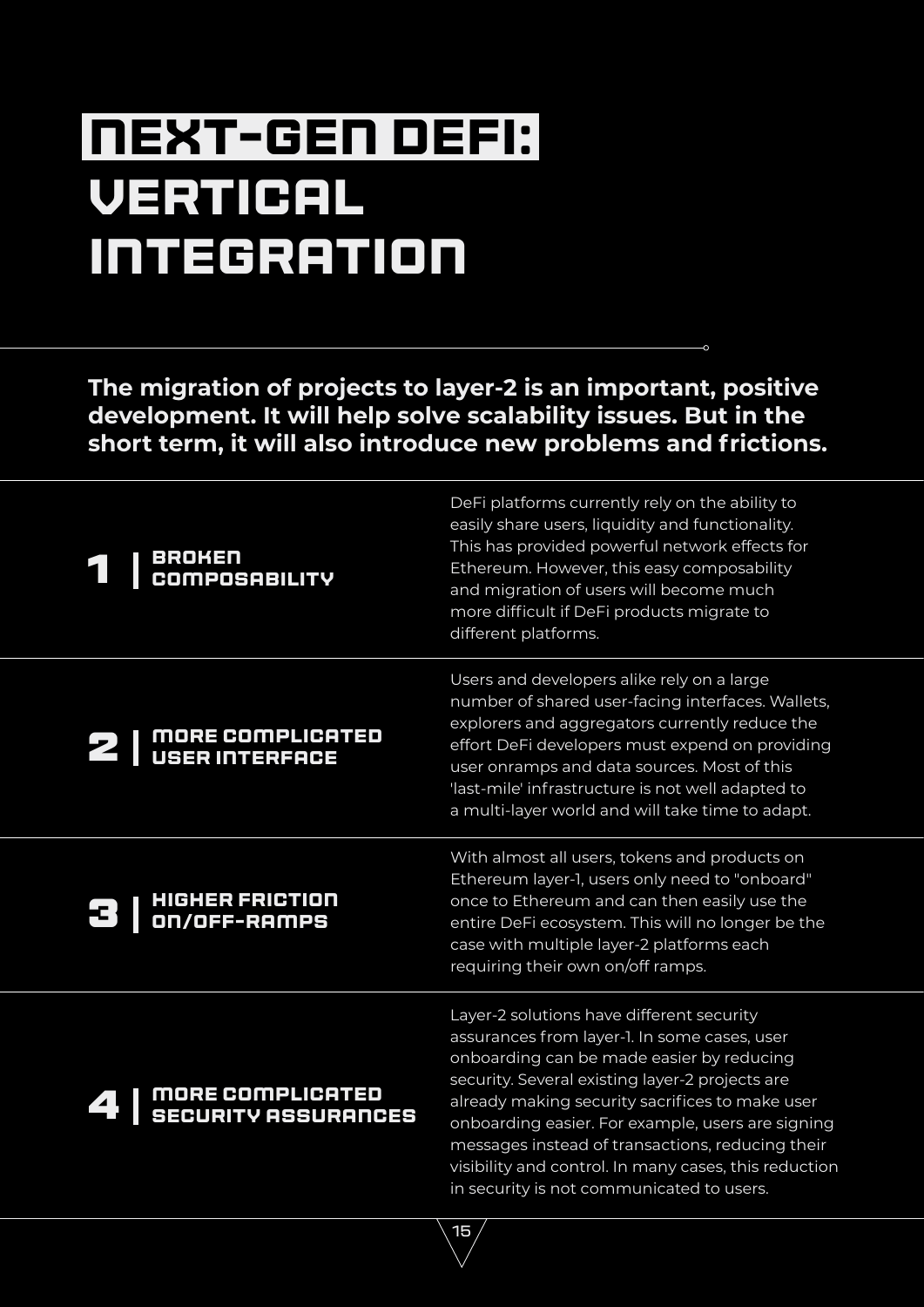# NEXT-GEN DEFI: VERTICAL INTEGRATION

**The migration of projects to layer-2 is an important, positive development. It will help solve scalability issues. But in the short term, it will also introduce new problems and frictions.**

### 1 | BROKEN COMPOSABILITY

DeFi platforms currently rely on the ability to easily share users, liquidity and functionality. This has provided powerful network effects for Ethereum. However, this easy composability and migration of users will become much more difficult if DeFi products migrate to different platforms.

### 2 | MORE COMPLICATED USER INTERFACE

Users and developers alike rely on a large number of shared user-facing interfaces. Wallets, explorers and aggregators currently reduce the effort DeFi developers must expend on providing user onramps and data sources. Most of this 'last-mile' infrastructure is not well adapted to a multi-layer world and will take time to adapt.

### 3 | HIGHER FRICTION ON/OFF-RAMPS

With almost all users, tokens and products on Ethereum layer-1, users only need to "onboard" once to Ethereum and can then easily use the entire DeFi ecosystem. This will no longer be the case with multiple layer-2 platforms each requiring their own on/off ramps.

### 4 | MORE COMPLICATED SECURITY ASSURANCES

Layer-2 solutions have different security assurances from layer-1. In some cases, user onboarding can be made easier by reducing security. Several existing layer-2 projects are already making security sacrifices to make user onboarding easier. For example, users are signing messages instead of transactions, reducing their visibility and control. In many cases, this reduction in security is not communicated to users.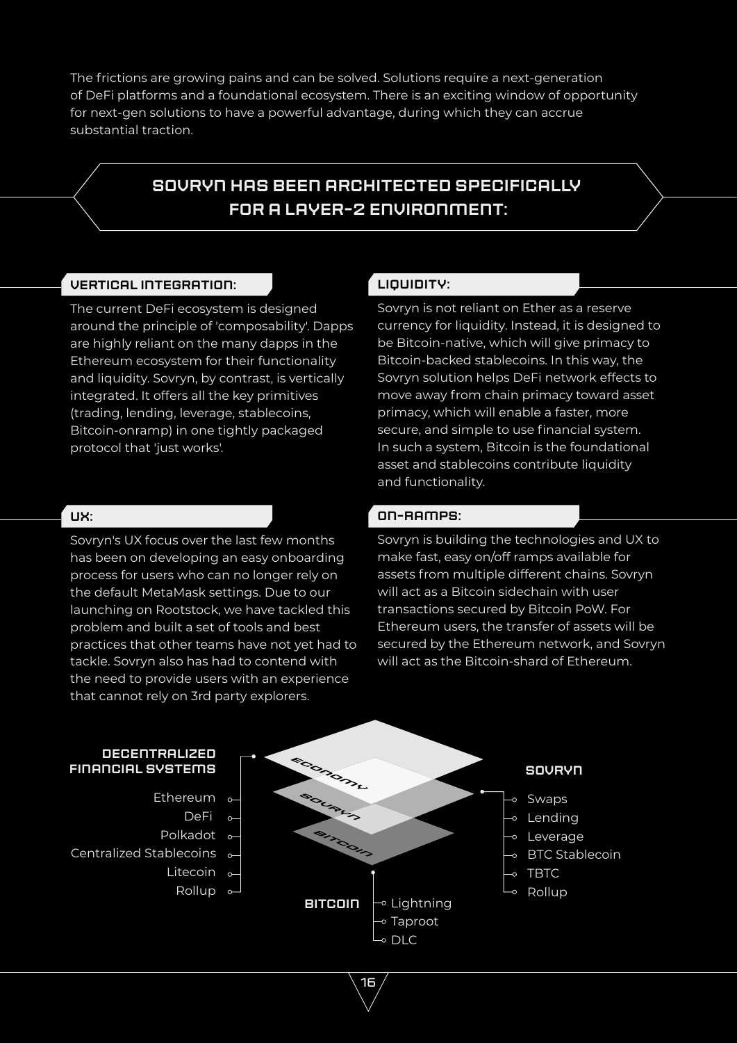The frictions are growing pains and can be solved. Solutions require a next-generation of DeFi platforms and a foundational ecosystem. There is an exciting window of opportunity for next-gen solutions to have a powerful advantage, during which they can accrue substantial traction.

## SOVRYN HAS BEEN ARCHITECTED SPECIFICALLY FOR A LAYER-2 ENVIRONMENT:

### VERTICAL INTEGRATION:

The current DeFi ecosystem is designed around the principle of 'composability'. Dapps are highly reliant on the many dapps in the Ethereum ecosystem for their functionality and liquidity. Sovryn, by contrast, is vertically integrated. It offers all the key primitives (trading, lending, leverage, stablecoins, Bitcoin-onramp) in one tightly packaged protocol that 'just works'.

### LIQUIDITY:

Sovryn is not reliant on Ether as a reserve currency for liquidity. Instead, it is designed to be Bitcoin-native, which will give primacy to Bitcoin-backed stablecoins. In this way, the Sovryn solution helps DeFi network effects to move away from chain primacy toward asset primacy, which will enable a faster, more secure, and simple to use financial system. In such a system, Bitcoin is the foundational asset and stablecoins contribute liquidity and functionality.

### UX:

Sovryn's UX focus over the last few months has been on developing an easy onboarding process for users who can no longer rely on the default MetaMask settings. Due to our launching on Rootstock, we have tackled this problem and built a set of tools and best practices that other teams have not yet had to tackle. Sovryn also has had to contend with the need to provide users with an experience that cannot rely on 3rd party explorers.

### ON-RAMPS:

Sovryn is building the technologies and UX to make fast, easy on/off ramps available for assets from multiple chains. Sovryn will act as a Bitcoin sidechain with user transactions secured by Bitcoin PoW. For Ethereum users, the transfer of assets will be secured by the Ethereum network, and Sovryn will act as the Bitcoin-shard of Ethereum.

**DECENTRALIZED FINANCIAL SYSTEMS**

- Ethereum
- DeFi
- Polkadot
- Centralized Stablecoins
- Litecoin
- Rollup

ECONOMY / SOVRYN / BITCOIN

**SOVRYN**

- Swaps
- Lending
- Leverage
- BTC Stablecoin
- TBTC
- Rollup

**BITCOIN**

- Lightning
- Taproot
- DLC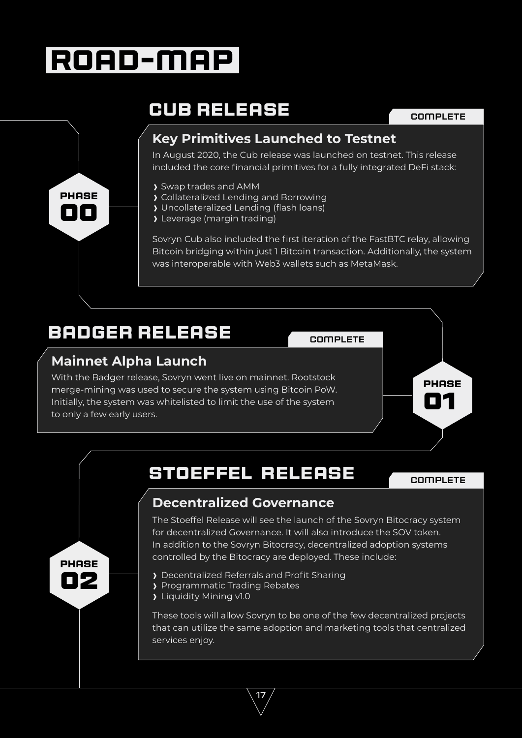# ROAD-MAP

## CUB RELEASE

PHASE 00

COMPLETE

### Key Primitives Launched to Testnet

In August 2020, the Cub release was launched on testnet. This release included the core financial primitives for a fully integrated DeFi stack:

- Swap trades and AMM
- Collateralized Lending and Borrowing
- Uncollateralized Lending (flash loans)
- Leverage (margin trading)

Sovryn Cub also included the first iteration of the FastBTC relay, allowing Bitcoin bridging within just 1 Bitcoin transaction. Additionally, the system was interoperable with Web3 wallets such as MetaMask.

## BADGER RELEASE

PHASE 01

COMPLETE

### Mainnet Alpha Launch

With the Badger release, Sovryn went live on mainnet. Rootstock merge-mining was used to secure the system using Bitcoin PoW. Initially, the system was whitelisted to limit the use of the system to only a few early users.

## STOEFFEL RELEASE

PHASE 02

COMPLETE

### Decentralized Governance

The Stoeffel Release will see the launch of the Sovryn Bitocracy system for decentralized Governance. It will also introduce the SOV token. In addition to the Sovryn Bitocracy, decentralized adoption systems controlled by the Bitocracy are deployed. These include:

- Decentralized Referrals and Profit Sharing
- Programmatic Trading Rebates
- Liquidity Mining v1.0

These tools will allow Sovryn to be one of the few decentralized projects that can utilize the same adoption and marketing tools that centralized services enjoy.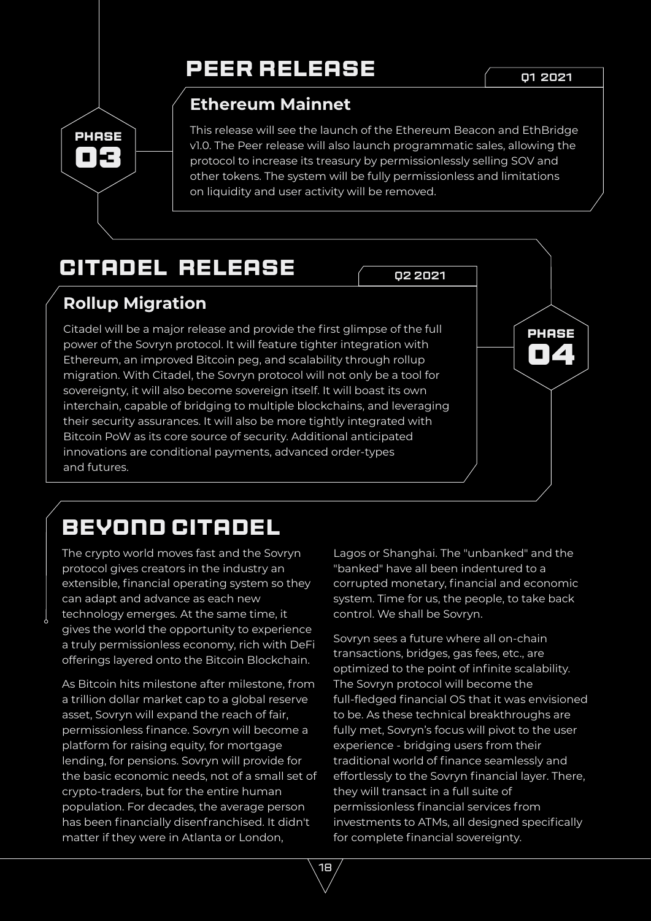## PEER RELEASE

PHASE 03

Q1 2021

### Ethereum Mainnet

This release will see the launch of the Ethereum Beacon and EthBridge v1.0. The Peer release will also launch programmatic sales, allowing the protocol to increase its treasury by permissionlessly selling SOV and other tokens. The system will be fully permissionless and limitations on liquidity and user activity will be removed.

## CITADEL RELEASE

PHASE 04

Q2 2021

### Rollup Migration

Citadel will be a major release and provide the first glimpse of the full power of the Sovryn protocol. It will feature tighter integration with Ethereum, an improved Bitcoin peg, and scalability through rollup migration. With Citadel, the Sovryn protocol will not only be a tool for sovereignty, it will also become sovereign itself. It will boast its own interchain, capable of bridging to multiple blockchains, and leveraging their security assurances. It will also be more tightly integrated with Bitcoin PoW as its core source of security. Additional anticipated innovations are conditional payments, advanced order-types and futures.

## BEYOND CITADEL

The crypto world moves fast and the Sovryn protocol gives creators in the industry an extensible, financial operating system so they can adapt and advance as each new technology emerges. At the same time, it gives the world the opportunity to experience a truly permissionless economy, rich with DeFi offerings layered onto the Bitcoin Blockchain.

As Bitcoin hits milestone after milestone, from a trillion dollar market cap to a global reserve asset, Sovryn will expand the reach of fair, permissionless finance. Sovryn will become a platform for raising equity, for mortgage lending, for pensions. Sovryn will provide for the basic economic needs, not of a small set of crypto-traders, but for the entire human population. For decades, the average person has been financially disenfranchised. It didn't matter if they were in Atlanta or London, Lagos or Shanghai. The "unbanked" and the "banked" have all been indentured to a corrupted monetary, financial and economic system. Time for us, the people, to take back control. We shall be Sovryn.

Sovryn sees a future where all on-chain transactions, bridges, gas fees, etc., are optimized to the point of infinite scalability. The Sovryn protocol will become the full-fledged financial OS that it was envisioned to be. As these technical breakthroughs are fully met, Sovryn's focus will pivot to the user experience - bridging users from their traditional world of finance seamlessly and effortlessly to the Sovryn financial layer. There, they will transact in a full suite of permissionless financial services from investments to ATMs, all designed specifically for complete financial sovereignty.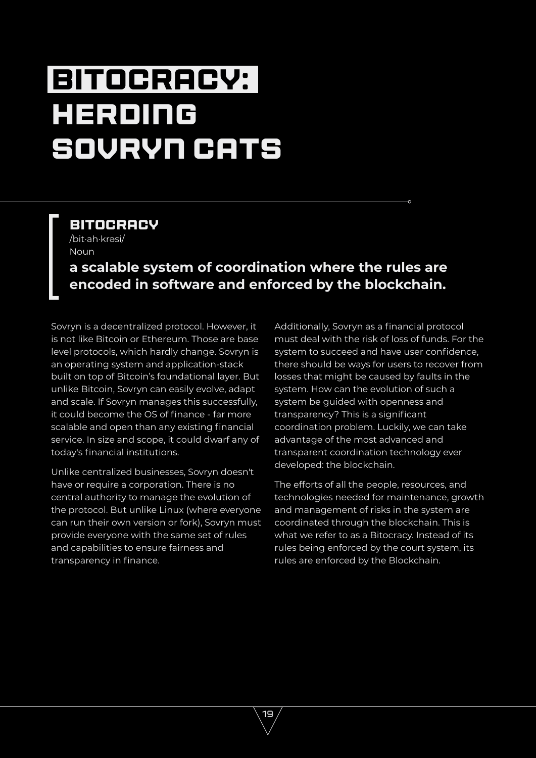# BITOCRACY: HERDING SOVRYN CATS

### BITOCRACY

/bit·ah·krəsi/

Noun

**a scalable system of coordination where the rules are encoded in software and enforced by the blockchain.**

Sovryn is a decentralized protocol. However, it is not like Bitcoin or Ethereum. Those are base level protocols, which hardly change. Sovryn is an operating system and application-stack built on top of Bitcoin's foundational layer. But unlike Bitcoin, Sovryn can easily evolve, adapt and scale. If Sovryn manages this successfully, it could become the OS of finance - far more scalable and open than any existing financial service. In size and scope, it could dwarf any of today's financial institutions.

Unlike centralized businesses, Sovryn doesn't have or require a corporation. There is no central authority to manage the evolution of the protocol. But unlike Linux (where everyone can run their own version or fork), Sovryn must provide everyone with the same set of rules and capabilities to ensure fairness and transparency in finance.

Additionally, Sovryn as a financial protocol must deal with the risk of loss of funds. For the system to succeed and have user confidence, there should be ways for users to recover from losses that might be caused by faults in the system. How can the evolution of such a system be guided with openness and transparency? This is a significant coordination problem. Luckily, we can take advantage of the most advanced and transparent coordination technology ever developed: the blockchain.

The efforts of all the people, resources, and technologies needed for maintenance, growth and management of risks in the system are coordinated through the blockchain. This is what we refer to as a Bitocracy. Instead of its rules being enforced by the court system, its rules are enforced by the Blockchain.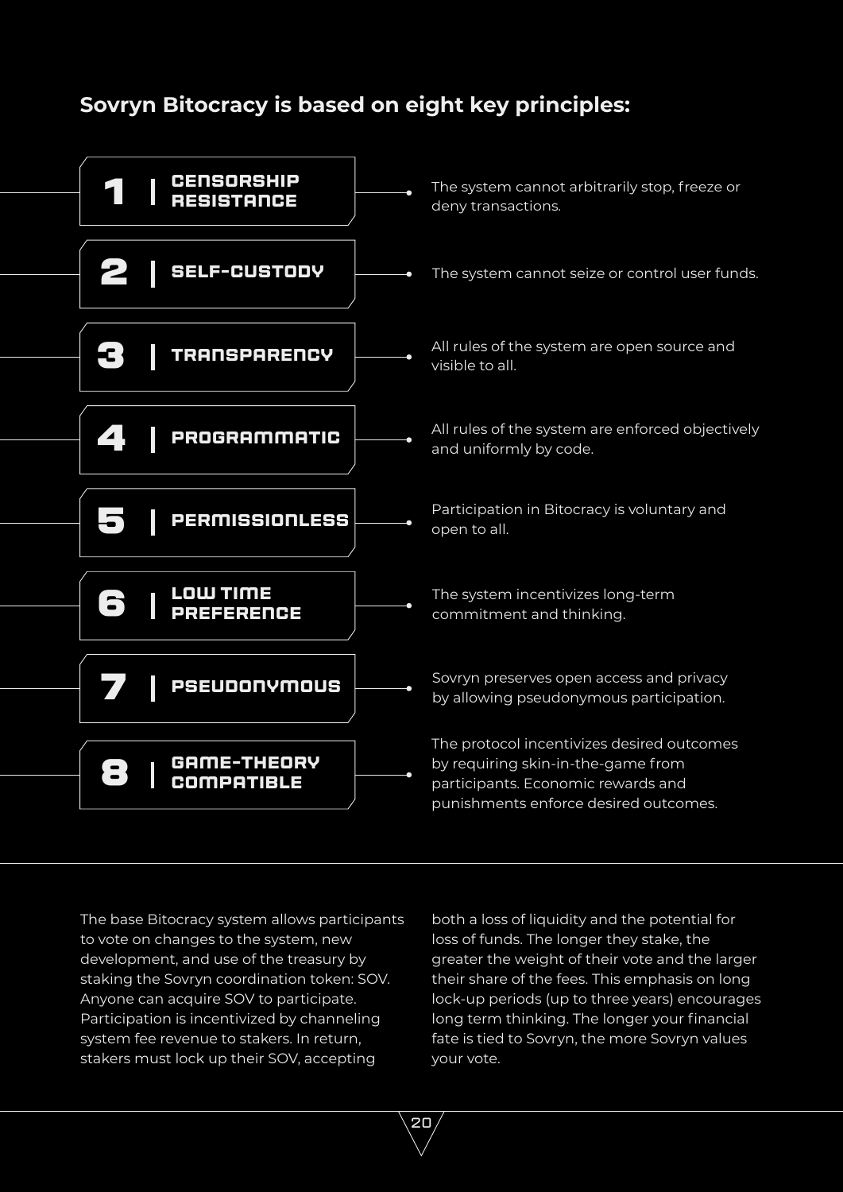## Sovryn Bitocracy is based on eight key principles:

1. **CENSORSHIP RESISTANCE** — The system cannot arbitrarily stop, freeze or deny transactions.
2. **SELF-CUSTODY** — The system cannot seize or control user funds.
3. **TRANSPARENCY** — All rules of the system are open source and visible to all.
4. **PROGRAMMATIC** — All rules of the system are enforced objectively and uniformly by code.
5. **PERMISSIONLESS** — Participation in Bitocracy is voluntary and open to all.
6. **LOW TIME PREFERENCE** — The system incentivizes long-term commitment and thinking.
7. **PSEUDONYMOUS** — Sovryn preserves open access and privacy by allowing pseudonymous participation.
8. **GAME-THEORY COMPATIBLE** — The protocol incentivizes desired outcomes by requiring skin-in-the-game from participants. Economic rewards and punishments enforce desired outcomes.

The base Bitocracy system allows participants to vote on changes to the system, new development, and use of the treasury by staking the Sovryn coordination token: SOV. Anyone can acquire SOV to participate. Participation is incentivized by channeling system fee revenue to stakers. In return, stakers must lock up their SOV, accepting both a loss of liquidity and the potential for loss of funds. The longer they stake, the greater the weight of their vote and the larger their share of the fees. This emphasis on long lock-up periods (up to three years) encourages long term thinking. The longer your financial fate is tied to Sovryn, the more Sovryn values your vote.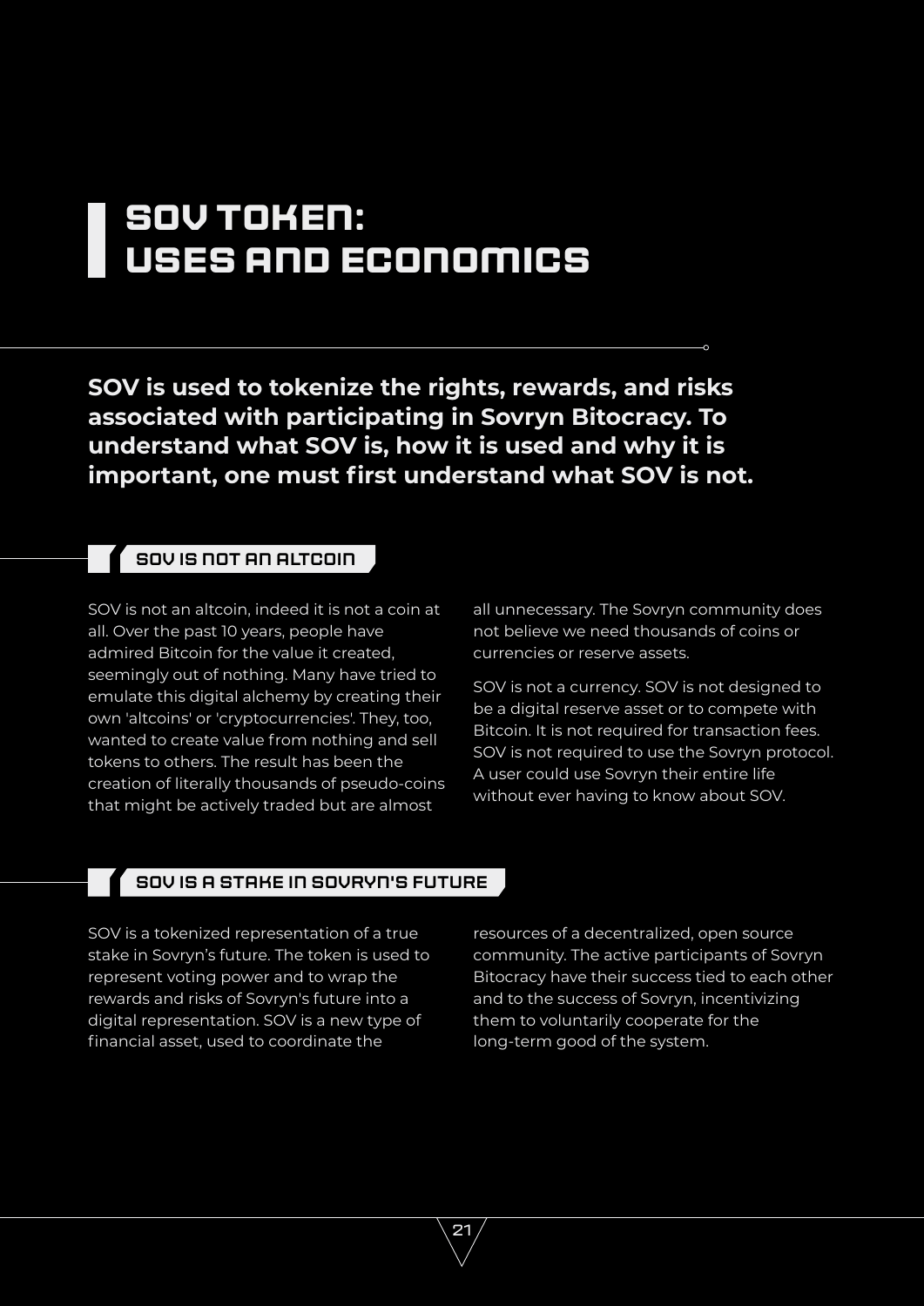# SOV TOKEN: USES AND ECONOMICS

**SOV is used to tokenize the rights, rewards, and risks associated with participating in Sovryn Bitocracy. To understand what SOV is, how it is used and why it is important, one must first understand what SOV is not.**

## SOV IS NOT AN ALTCOIN

SOV is not an altcoin, indeed it is not a coin at all. Over the past 10 years, people have admired Bitcoin for the value it created, seemingly out of nothing. Many have tried to emulate this digital alchemy by creating their own 'altcoins' or 'cryptocurrencies'. They, too, wanted to create value from nothing and sell tokens to others. The result has been the creation of literally thousands of pseudo-coins that might be actively traded but are almost all unnecessary. The Sovryn community does not believe we need thousands of coins or currencies or reserve assets.

SOV is not a currency. SOV is not designed to be a digital reserve asset or to compete with Bitcoin. It is not required for transaction fees. SOV is not required to use the Sovryn protocol. A user could use Sovryn their entire life without ever having to know about SOV.

## SOV IS A STAKE IN SOVRYN'S FUTURE

SOV is a tokenized representation of a true stake in Sovryn's future. The token is used to represent voting power and to wrap the rewards and risks of Sovryn's future into a digital representation. SOV is a new type of financial asset, used to coordinate the resources of a decentralized, open source community. The active participants of Sovryn Bitocracy have their success tied to each other and to the success of Sovryn, incentivizing them to voluntarily cooperate for the long-term good of the system.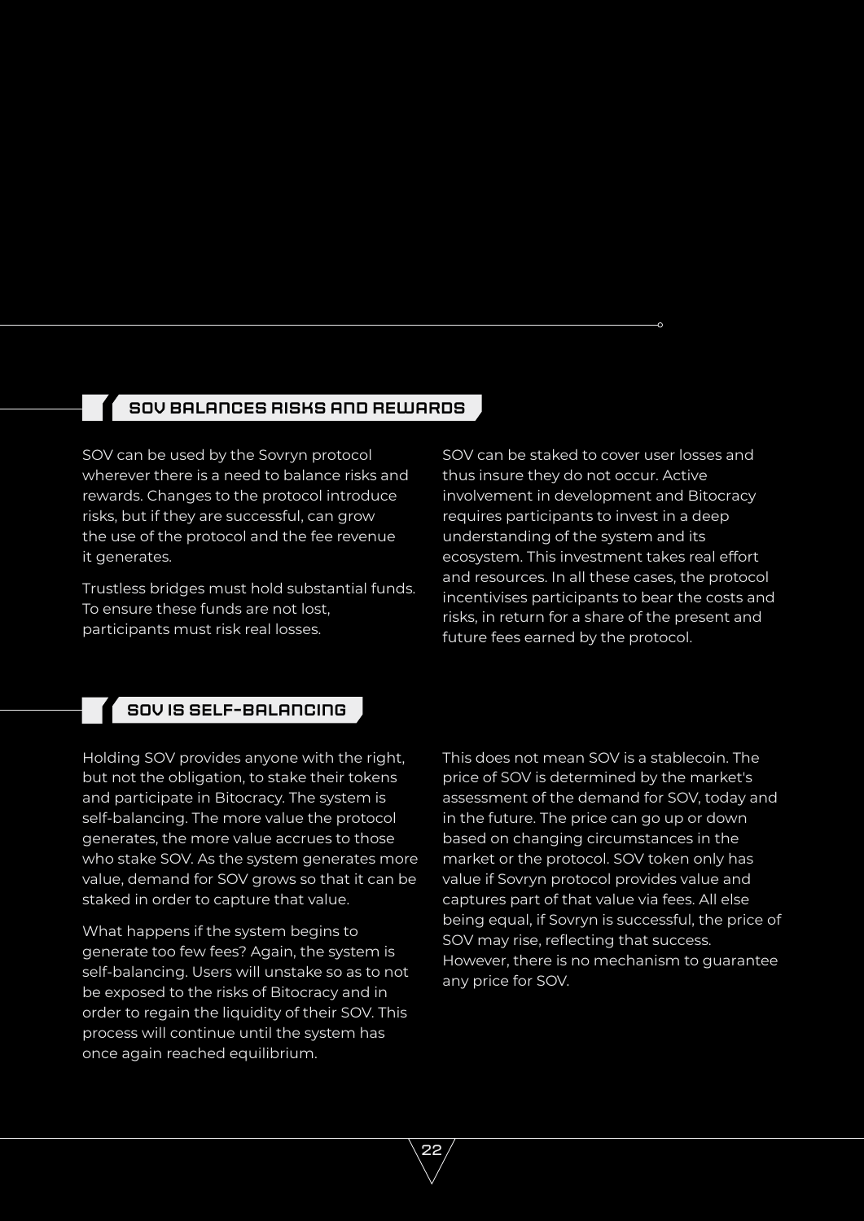## SOV BALANCES RISKS AND REWARDS

SOV can be used by the Sovryn protocol wherever there is a need to balance risks and rewards. Changes to the protocol introduce risks, but if they are successful, can grow the use of the protocol and the fee revenue it generates.

Trustless bridges must hold substantial funds. To ensure these funds are not lost, participants must risk real losses.

SOV can be staked to cover user losses and thus insure they do not occur. Active involvement in development and Bitocracy requires participants to invest in a deep understanding of the system and its ecosystem. This investment takes real effort and resources. In all these cases, the protocol incentivises participants to bear the costs and risks, in return for a share of the present and future fees earned by the protocol.

## SOV IS SELF-BALANCING

Holding SOV provides anyone with the right, but not the obligation, to stake their tokens and participate in Bitocracy. The system is self-balancing. The more value the protocol generates, the more value accrues to those who stake SOV. As the system generates more value, demand for SOV grows so that it can be staked in order to capture that value.

What happens if the system begins to generate too few fees? Again, the system is self-balancing. Users will unstake so as to not be exposed to the risks of Bitocracy and in order to regain the liquidity of their SOV. This process will continue until the system has once again reached equilibrium.

This does not mean SOV is a stablecoin. The price of SOV is determined by the market's assessment of the demand for SOV, today and in the future. The price can go up or down based on changing circumstances in the market or the protocol. SOV token only has value if Sovryn protocol provides value and captures part of that value via fees. All else being equal, if Sovryn is successful, the price of SOV may rise, reflecting that success. However, there is no mechanism to guarantee any price for SOV.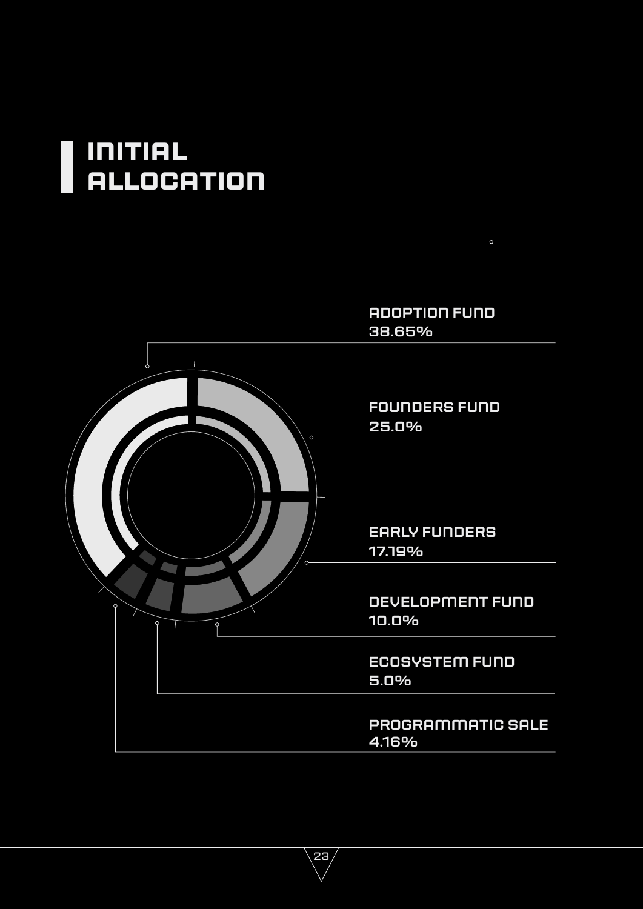# INITIAL ALLOCATION

ADOPTION FUND
38.65%

FOUNDERS FUND
25.0%

EARLY FUNDERS
17.19%

DEVELOPMENT FUND
10.0%

ECOSYSTEM FUND
5.0%

PROGRAMMATIC SALE
4.16%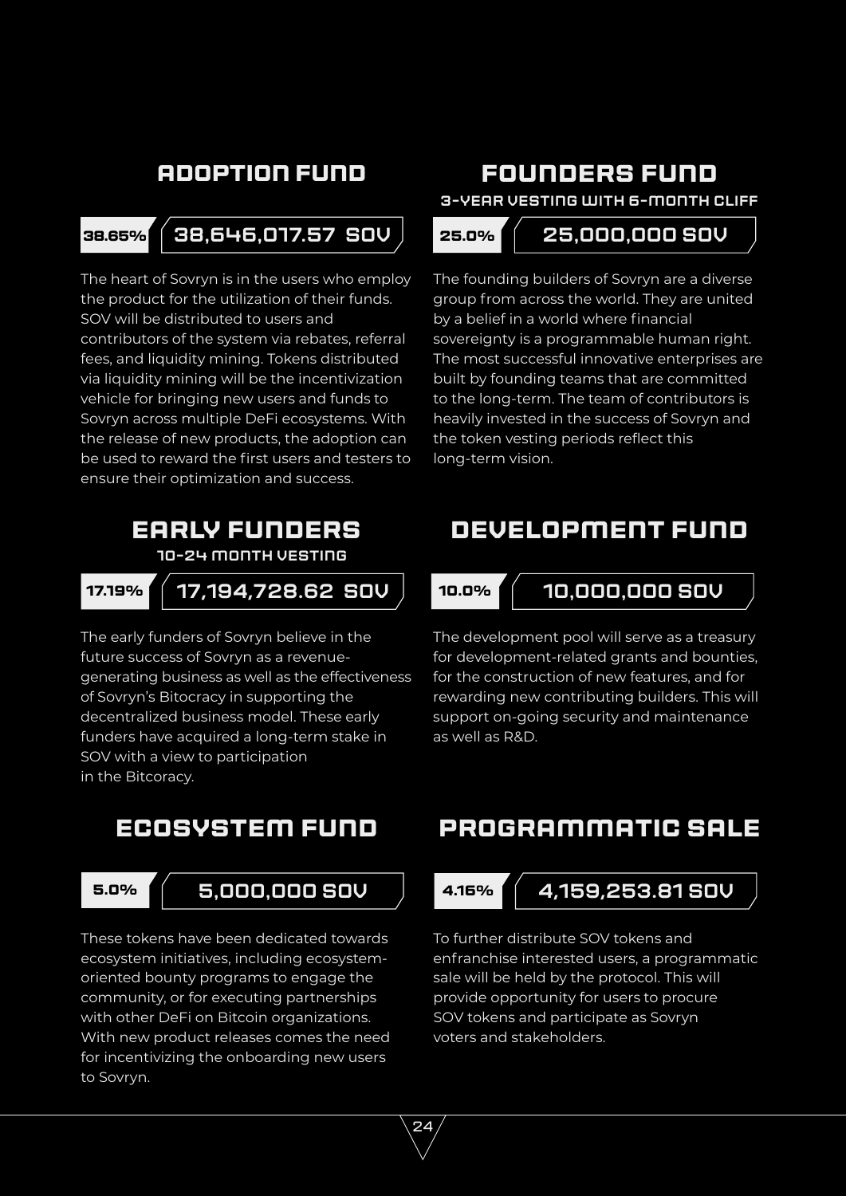## ADOPTION FUND

**38.65%** | **38,646,017.57 SOV**

The heart of Sovryn is in the users who employ the product for the utilization of their funds. SOV will be distributed to users and contributors of the system via rebates, referral fees, and liquidity mining. Tokens distributed via liquidity mining will be the incentivization vehicle for bringing new users and funds to Sovryn across multiple DeFi ecosystems. With the release of new products, the adoption can be used to reward the first users and testers to ensure their optimization and success.

## FOUNDERS FUND

### 3-YEAR VESTING WITH 6-MONTH CLIFF

**25.0%** | **25,000,000 SOV**

The founding builders of Sovryn are a diverse group from across the world. They are united by a belief in a world where financial sovereignty is a programmable human right. The most successful innovative enterprises are built by founding teams that are committed to the long-term. The team of contributors is heavily invested in the success of Sovryn and the token vesting periods reflect this long-term vision.

## EARLY FUNDERS

### 10-24 MONTH VESTING

**17.19%** | **17,194,728.62 SOV**

The early funders of Sovryn believe in the future success of Sovryn as a revenue-generating business as well as the effectiveness of Sovryn's Bitocracy in supporting the decentralized business model. These early funders have acquired a long-term stake in SOV with a view to participation in the Bitcoracy.

## DEVELOPMENT FUND

**10.0%** | **10,000,000 SOV**

The development pool will serve as a treasury for development-related grants and bounties, for the construction of new features, and for rewarding new contributing builders. This will support on-going security and maintenance as well as R&D.

## ECOSYSTEM FUND

**5.0%** | **5,000,000 SOV**

These tokens have been dedicated towards ecosystem initiatives, including ecosystem-oriented bounty programs to engage the community, or for executing partnerships with other DeFi on Bitcoin organizations. With new product releases comes the need for incentivizing the onboarding new users to Sovryn.

## PROGRAMMATIC SALE

**4.16%** | **4,159,253.81 SOV**

To further distribute SOV tokens and enfranchise interested users, a programmatic sale will be held by the protocol. This will provide opportunity for users to procure SOV tokens and participate as Sovryn voters and stakeholders.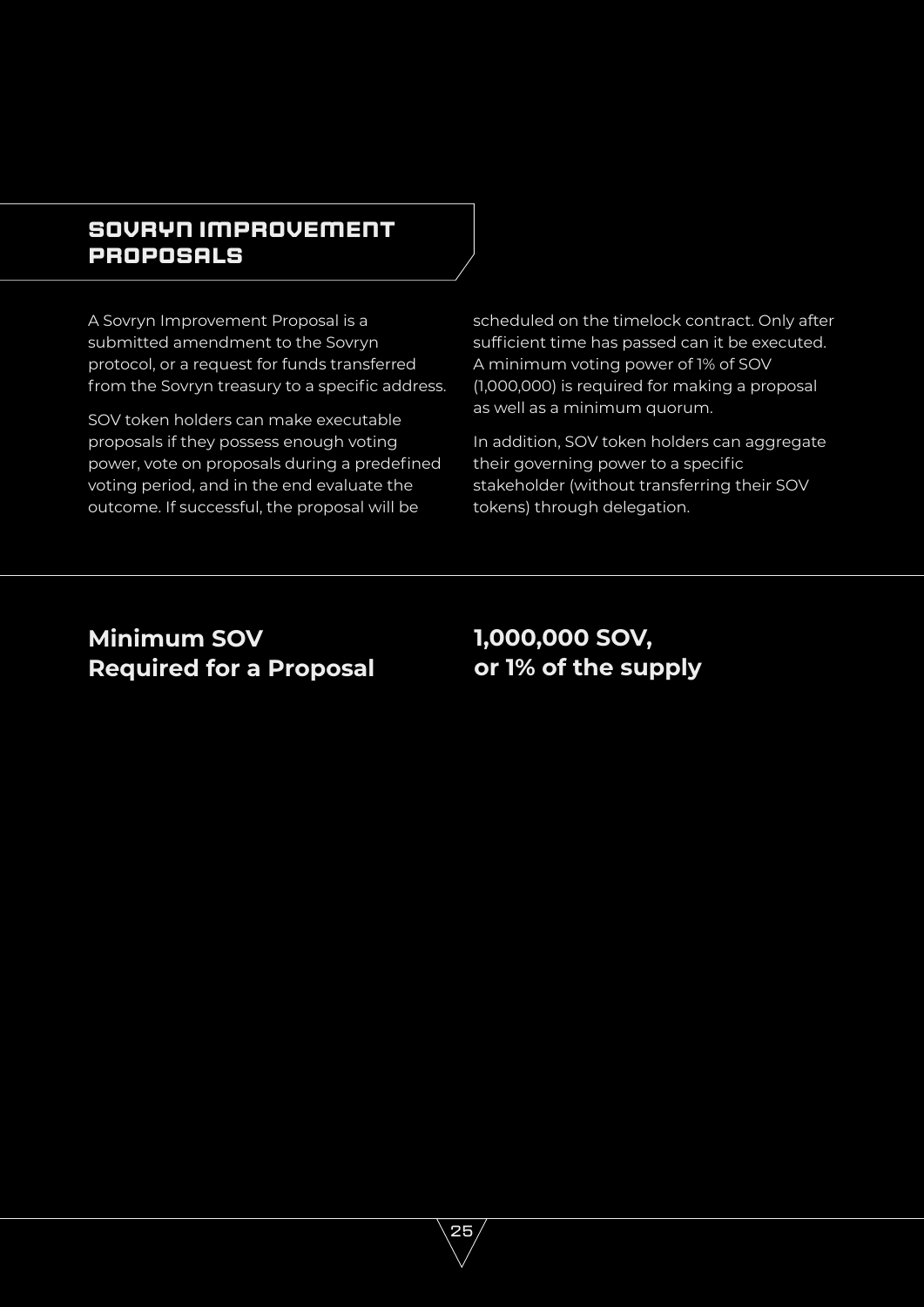## SOVRYN IMPROVEMENT PROPOSALS

A Sovryn Improvement Proposal is a submitted amendment to the Sovryn protocol, or a request for funds transferred from the Sovryn treasury to a specific address.

SOV token holders can make executable proposals if they possess enough voting power, vote on proposals during a predefined voting period, and in the end evaluate the outcome. If successful, the proposal will be scheduled on the timelock contract. Only after sufficient time has passed can it be executed. A minimum voting power of 1% of SOV (1,000,000) is required for making a proposal as well as a minimum quorum.

In addition, SOV token holders can aggregate their governing power to a specific stakeholder (without transferring their SOV tokens) through delegation.

| **Minimum SOV Required for a Proposal** | **1,000,000 SOV, or 1% of the supply** |
| --- | --- |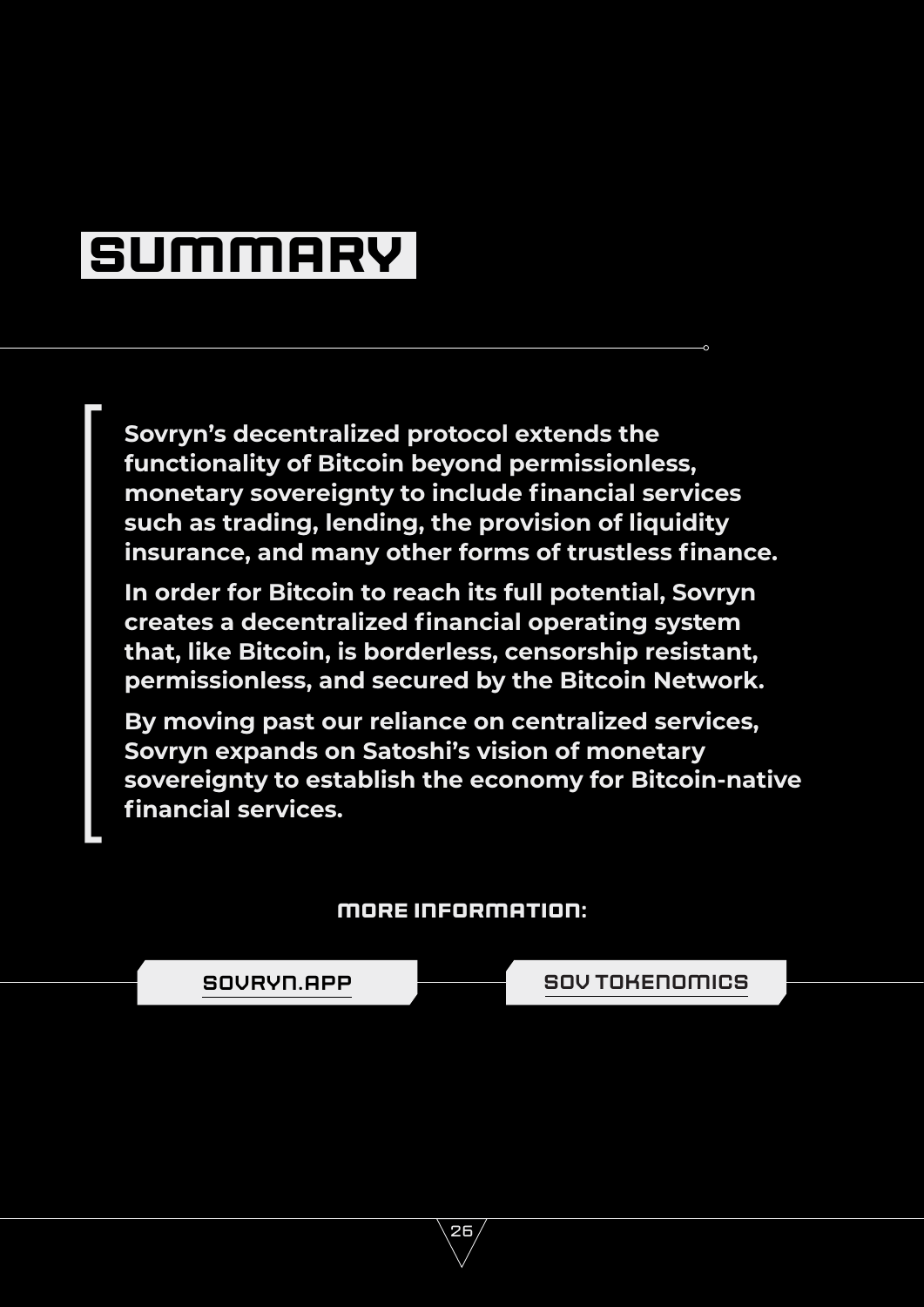# SUMMARY

**Sovryn's decentralized protocol extends the functionality of Bitcoin beyond permissionless, monetary sovereignty to include financial services such as trading, lending, the provision of liquidity insurance, and many other forms of trustless finance.**

**In order for Bitcoin to reach its full potential, Sovryn creates a decentralized financial operating system that, like Bitcoin, is borderless, censorship resistant, permissionless, and secured by the Bitcoin Network.**

**By moving past our reliance on centralized services, Sovryn expands on Satoshi's vision of monetary sovereignty to establish the economy for Bitcoin-native financial services.**

**MORE INFORMATION:**

SOVRYN.APP

SOV TOKENOMICS